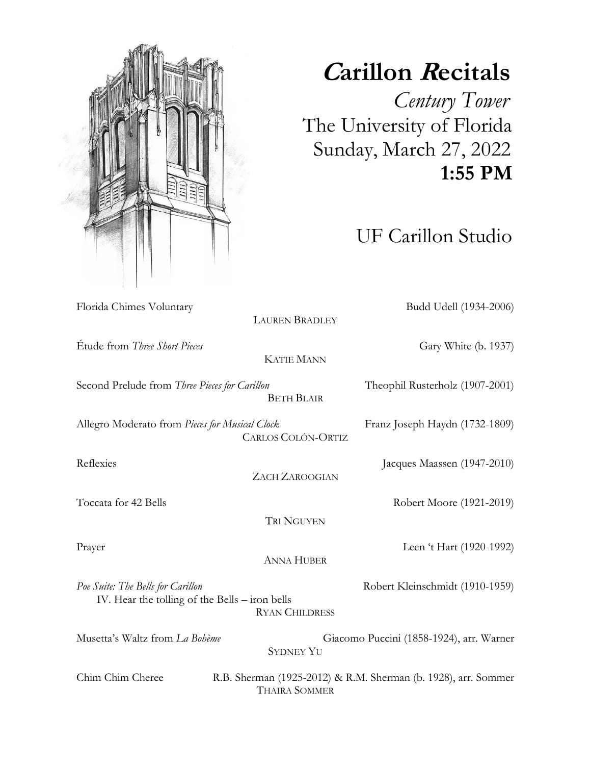# *C*arillon *R*ecitals

*Century Tower*
The University of Florida
Sunday, March 27, 2022
**1:55 PM**

## UF Carillon Studio

Florida Chimes Voluntary — Budd Udell (1934-2006)
LAUREN BRADLEY

Étude from *Three Short Pieces* — Gary White (b. 1937)
KATIE MANN

Second Prelude from *Three Pieces for Carillon* — Theophil Rusterholz (1907-2001)
BETH BLAIR

Allegro Moderato from *Pieces for Musical Clock* — Franz Joseph Haydn (1732-1809)
CARLOS COLÓN-ORTIZ

Reflexies — Jacques Maassen (1947-2010)
ZACH ZAROOGIAN

Toccata for 42 Bells — Robert Moore (1921-2019)
TRI NGUYEN

Prayer — Leen 't Hart (1920-1992)
ANNA HUBER

*Poe Suite: The Bells for Carillon* — Robert Kleinschmidt (1910-1959)
IV. Hear the tolling of the Bells – iron bells
RYAN CHILDRESS

Musetta's Waltz from *La Bohème* — Giacomo Puccini (1858-1924), arr. Warner
SYDNEY YU

Chim Chim Cheree — R.B. Sherman (1925-2012) & R.M. Sherman (b. 1928), arr. Sommer
THAIRA SOMMER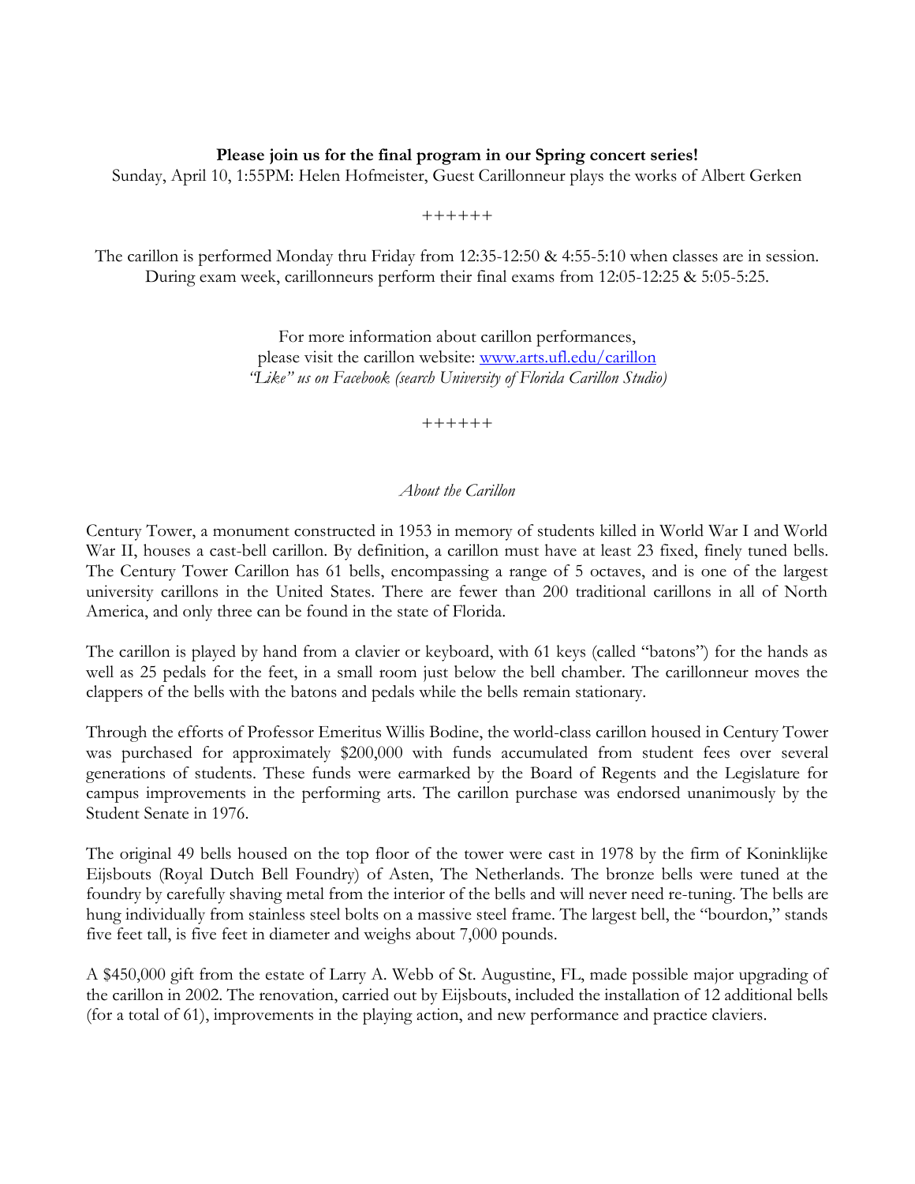**Please join us for the final program in our Spring concert series!**

Sunday, April 10, 1:55PM: Helen Hofmeister, Guest Carillonneur plays the works of Albert Gerken

++++++

The carillon is performed Monday thru Friday from 12:35-12:50 & 4:55-5:10 when classes are in session. During exam week, carillonneurs perform their final exams from 12:05-12:25 & 5:05-5:25.

For more information about carillon performances,
please visit the carillon website: www.arts.ufl.edu/carillon
*"Like" us on Facebook (search University of Florida Carillon Studio)*

++++++

*About the Carillon*

Century Tower, a monument constructed in 1953 in memory of students killed in World War I and World War II, houses a cast-bell carillon. By definition, a carillon must have at least 23 fixed, finely tuned bells. The Century Tower Carillon has 61 bells, encompassing a range of 5 octaves, and is one of the largest university carillons in the United States. There are fewer than 200 traditional carillons in all of North America, and only three can be found in the state of Florida.

The carillon is played by hand from a clavier or keyboard, with 61 keys (called "batons") for the hands as well as 25 pedals for the feet, in a small room just below the bell chamber. The carillonneur moves the clappers of the bells with the batons and pedals while the bells remain stationary.

Through the efforts of Professor Emeritus Willis Bodine, the world-class carillon housed in Century Tower was purchased for approximately $200,000 with funds accumulated from student fees over several generations of students. These funds were earmarked by the Board of Regents and the Legislature for campus improvements in the performing arts. The carillon purchase was endorsed unanimously by the Student Senate in 1976.

The original 49 bells housed on the top floor of the tower were cast in 1978 by the firm of Koninklijke Eijsbouts (Royal Dutch Bell Foundry) of Asten, The Netherlands. The bronze bells were tuned at the foundry by carefully shaving metal from the interior of the bells and will never need re-tuning. The bells are hung individually from stainless steel bolts on a massive steel frame. The largest bell, the "bourdon," stands five feet tall, is five feet in diameter and weighs about 7,000 pounds.

A $450,000 gift from the estate of Larry A. Webb of St. Augustine, FL, made possible major upgrading of the carillon in 2002. The renovation, carried out by Eijsbouts, included the installation of 12 additional bells (for a total of 61), improvements in the playing action, and new performance and practice claviers.